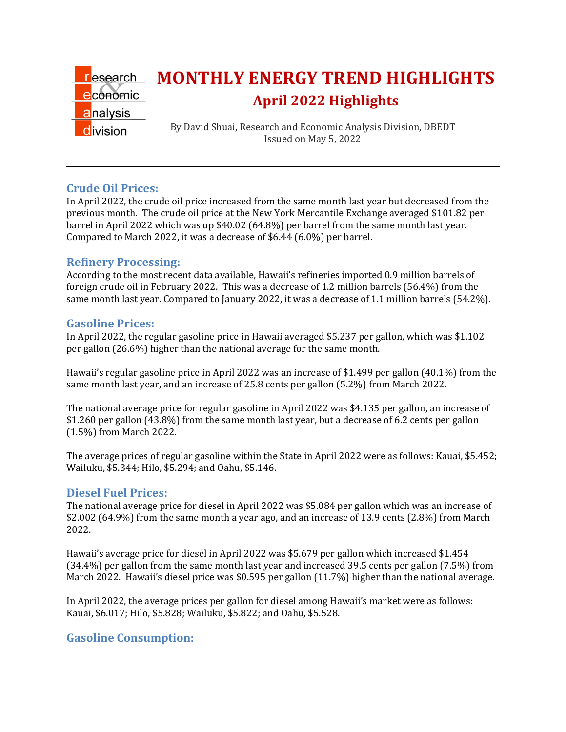# MONTHLY ENERGY TREND HIGHLIGHTS

## April 2022 Highlights

By David Shuai, Research and Economic Analysis Division, DBEDT
Issued on May 5, 2022

---

### Crude Oil Prices:

In April 2022, the crude oil price increased from the same month last year but decreased from the previous month. The crude oil price at the New York Mercantile Exchange averaged $101.82 per barrel in April 2022 which was up $40.02 (64.8%) per barrel from the same month last year. Compared to March 2022, it was a decrease of $6.44 (6.0%) per barrel.

### Refinery Processing:

According to the most recent data available, Hawaii's refineries imported 0.9 million barrels of foreign crude oil in February 2022. This was a decrease of 1.2 million barrels (56.4%) from the same month last year. Compared to January 2022, it was a decrease of 1.1 million barrels (54.2%).

### Gasoline Prices:

In April 2022, the regular gasoline price in Hawaii averaged $5.237 per gallon, which was $1.102 per gallon (26.6%) higher than the national average for the same month.

Hawaii's regular gasoline price in April 2022 was an increase of $1.499 per gallon (40.1%) from the same month last year, and an increase of 25.8 cents per gallon (5.2%) from March 2022.

The national average price for regular gasoline in April 2022 was $4.135 per gallon, an increase of $1.260 per gallon (43.8%) from the same month last year, but a decrease of 6.2 cents per gallon (1.5%) from March 2022.

The average prices of regular gasoline within the State in April 2022 were as follows: Kauai, $5.452; Wailuku, $5.344; Hilo, $5.294; and Oahu, $5.146.

### Diesel Fuel Prices:

The national average price for diesel in April 2022 was $5.084 per gallon which was an increase of $2.002 (64.9%) from the same month a year ago, and an increase of 13.9 cents (2.8%) from March 2022.

Hawaii's average price for diesel in April 2022 was $5.679 per gallon which increased $1.454 (34.4%) per gallon from the same month last year and increased 39.5 cents per gallon (7.5%) from March 2022. Hawaii's diesel price was $0.595 per gallon (11.7%) higher than the national average.

In April 2022, the average prices per gallon for diesel among Hawaii's market were as follows: Kauai, $6.017; Hilo, $5.828; Wailuku, $5.822; and Oahu, $5.528.

### Gasoline Consumption: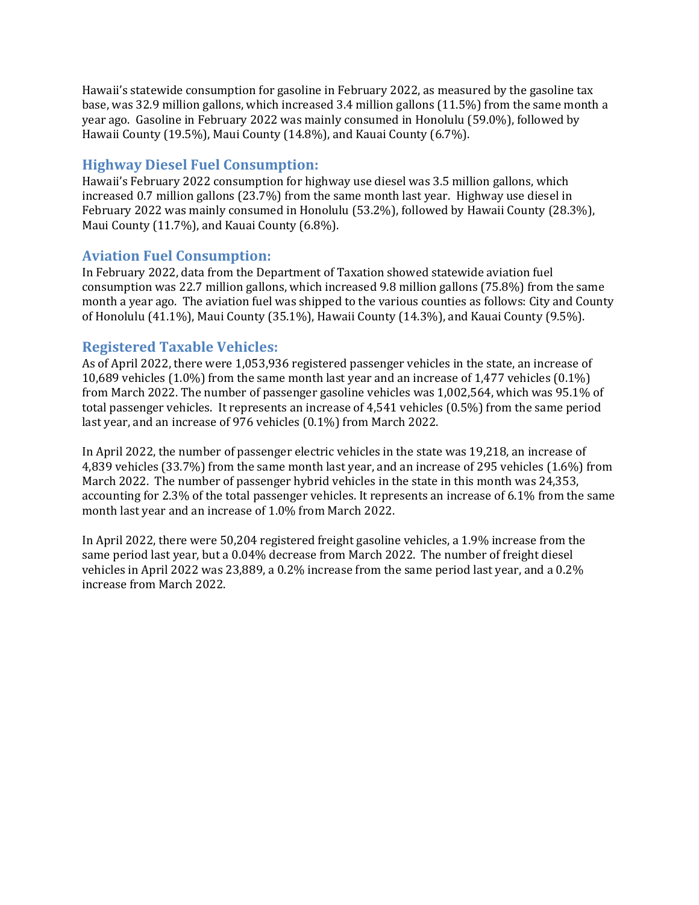Hawaii's statewide consumption for gasoline in February 2022, as measured by the gasoline tax base, was 32.9 million gallons, which increased 3.4 million gallons (11.5%) from the same month a year ago. Gasoline in February 2022 was mainly consumed in Honolulu (59.0%), followed by Hawaii County (19.5%), Maui County (14.8%), and Kauai County (6.7%).

## Highway Diesel Fuel Consumption:

Hawaii's February 2022 consumption for highway use diesel was 3.5 million gallons, which increased 0.7 million gallons (23.7%) from the same month last year. Highway use diesel in February 2022 was mainly consumed in Honolulu (53.2%), followed by Hawaii County (28.3%), Maui County (11.7%), and Kauai County (6.8%).

## Aviation Fuel Consumption:

In February 2022, data from the Department of Taxation showed statewide aviation fuel consumption was 22.7 million gallons, which increased 9.8 million gallons (75.8%) from the same month a year ago. The aviation fuel was shipped to the various counties as follows: City and County of Honolulu (41.1%), Maui County (35.1%), Hawaii County (14.3%), and Kauai County (9.5%).

## Registered Taxable Vehicles:

As of April 2022, there were 1,053,936 registered passenger vehicles in the state, an increase of 10,689 vehicles (1.0%) from the same month last year and an increase of 1,477 vehicles (0.1%) from March 2022. The number of passenger gasoline vehicles was 1,002,564, which was 95.1% of total passenger vehicles. It represents an increase of 4,541 vehicles (0.5%) from the same period last year, and an increase of 976 vehicles (0.1%) from March 2022.

In April 2022, the number of passenger electric vehicles in the state was 19,218, an increase of 4,839 vehicles (33.7%) from the same month last year, and an increase of 295 vehicles (1.6%) from March 2022. The number of passenger hybrid vehicles in the state in this month was 24,353, accounting for 2.3% of the total passenger vehicles. It represents an increase of 6.1% from the same month last year and an increase of 1.0% from March 2022.

In April 2022, there were 50,204 registered freight gasoline vehicles, a 1.9% increase from the same period last year, but a 0.04% decrease from March 2022. The number of freight diesel vehicles in April 2022 was 23,889, a 0.2% increase from the same period last year, and a 0.2% increase from March 2022.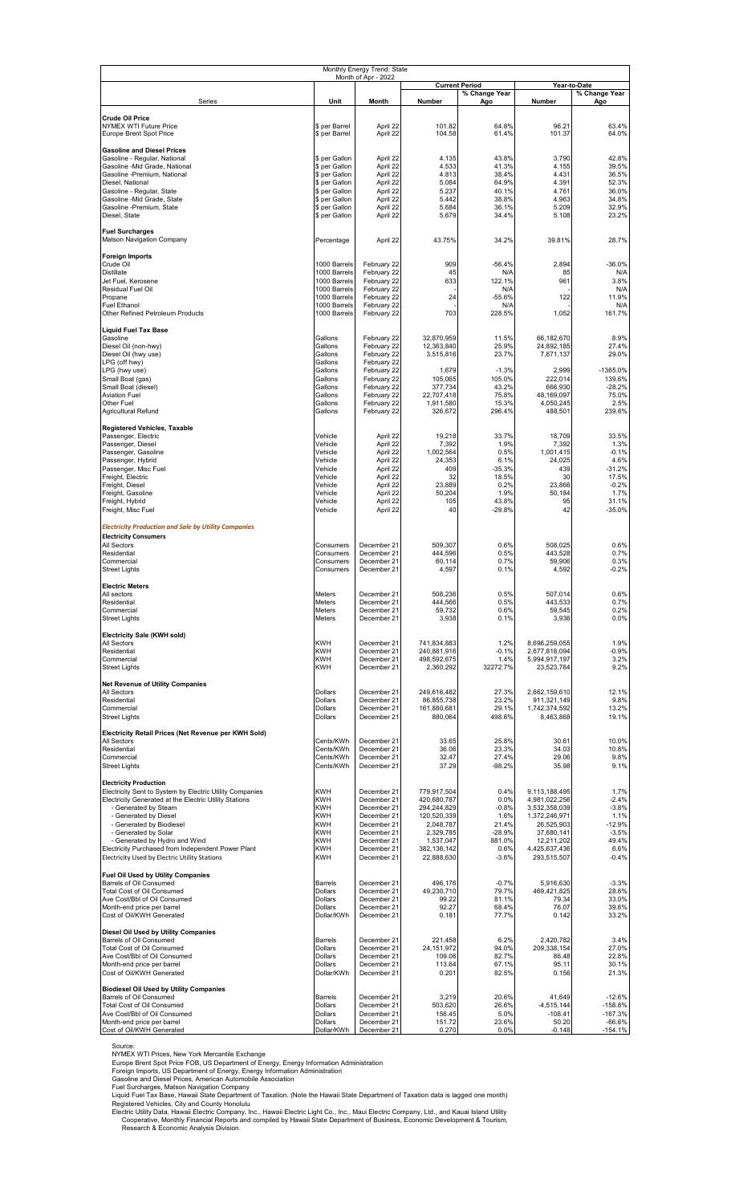| Monthly Energy Trend: State | | | | | | |
|---|---|---|---|---|---|---|
| Month of Apr - 2022 | | | | | | |
| | | | Current Period | | Year-to-Date | |
| Series | Unit | Month | Number | % Change Year Ago | Number | % Change Year Ago |
| **Crude Oil Price** | | | | | | |
| NYMEX WTI Future Price | $ per Barrel | April 22 | 101.82 | 64.8% | 96.21 | 63.4% |
| Europe Brent Spot Price | $ per Barrel | April 22 | 104.58 | 61.4% | 101.37 | 64.0% |
| **Gasoline and Diesel Prices** | | | | | | |
| Gasoline - Regular, National | $ per Gallon | April 22 | 4.135 | 43.8% | 3.790 | 42.8% |
| Gasoline -Mid Grade, National | $ per Gallon | April 22 | 4.533 | 41.3% | 4.155 | 39.5% |
| Gasoline -Premium, National | $ per Gallon | April 22 | 4.813 | 38.4% | 4.431 | 36.5% |
| Diesel, National | $ per Gallon | April 22 | 5.084 | 64.9% | 4.391 | 52.3% |
| Gasoline - Regular, State | $ per Gallon | April 22 | 5.237 | 40.1% | 4.761 | 36.0% |
| Gasoline -Mid Grade, State | $ per Gallon | April 22 | 5.442 | 38.8% | 4.963 | 34.8% |
| Gasoline -Premium, State | $ per Gallon | April 22 | 5.684 | 36.1% | 5.209 | 32.9% |
| Diesel, State | $ per Gallon | April 22 | 5.679 | 34.4% | 5.108 | 23.2% |
| **Fuel Surcharges** | | | | | | |
| Matson Navigation Company | Percentage | April 22 | 43.75% | 34.2% | 39.81% | 28.7% |
| **Foreign Imports** | | | | | | |
| Crude Oil | 1000 Barrels | February 22 | 909 | -56.4% | 2,894 | -36.0% |
| Distillate | 1000 Barrels | February 22 | 45 | N/A | 85 | N/A |
| Jet Fuel, Kerosene | 1000 Barrels | February 22 | 633 | 122.1% | 961 | 3.8% |
| Residual Fuel Oil | 1000 Barrels | February 22 | - | N/A | - | N/A |
| Propane | 1000 Barrels | February 22 | 24 | -55.6% | 122 | 11.9% |
| Fuel Ethanol | 1000 Barrels | February 22 | - | N/A | - | N/A |
| Other Refined Petroleum Products | 1000 Barrels | February 22 | 703 | 228.5% | 1,052 | 161.7% |
| **Liquid Fuel Tax Base** | | | | | | |
| Gasoline | Gallons | February 22 | 32,670,959 | 11.5% | 66,182,670 | 8.9% |
| Diesel Oil (non-hwy) | Gallons | February 22 | 12,363,840 | 25.9% | 24,892,185 | 27.4% |
| Diesel Oil (hwy use) | Gallons | February 22 | 3,515,816 | 23.7% | 7,671,137 | 29.0% |
| LPG (off hwy) | Gallons | February 22 | - | | - | |
| LPG (hwy use) | Gallons | February 22 | 1,679 | -1.3% | 2,999 | -1365.0% |
| Small Boat (gas) | Gallons | February 22 | 105,065 | 105.0% | 222,014 | 139.6% |
| Small Boat (diesel) | Gallons | February 22 | 377,734 | 43.2% | 666,930 | -28.2% |
| Aviation Fuel | Gallons | February 22 | 22,707,418 | 75.8% | 48,169,097 | 75.0% |
| Other Fuel | Gallons | February 22 | 1,911,580 | 15.3% | 4,050,245 | 2.5% |
| Agricultural Refund | Gallons | February 22 | 326,672 | 296.4% | 488,501 | 239.6% |
| **Registered Vehicles, Taxable** | | | | | | |
| Passenger, Electric | Vehicle | April 22 | 19,218 | 33.7% | 18,709 | 33.5% |
| Passenger, Diesel | Vehicle | April 22 | 7,392 | 1.9% | 7,392 | 1.3% |
| Passenger, Gasoline | Vehicle | April 22 | 1,002,564 | 0.5% | 1,001,415 | -0.1% |
| Passenger, Hybrid | Vehicle | April 22 | 24,353 | 6.1% | 24,025 | 4.6% |
| Passenger, Misc Fuel | Vehicle | April 22 | 409 | -35.3% | 439 | -31.2% |
| Freight, Electric | Vehicle | April 22 | 32 | 18.5% | 30 | 17.5% |
| Freight, Diesel | Vehicle | April 22 | 23,889 | 0.2% | 23,866 | -0.2% |
| Freight, Gasoline | Vehicle | April 22 | 50,204 | 1.9% | 50,184 | 1.7% |
| Freight, Hybrid | Vehicle | April 22 | 105 | 43.8% | 95 | 31.1% |
| Freight, Misc Fuel | Vehicle | April 22 | 40 | -29.8% | 42 | -35.0% |
| ***Electricity Production and Sale by Utility Companies*** | | | | | | |
| **Electricity Consumers** | | | | | | |
| All Sectors | Consumers | December 21 | 509,307 | 0.6% | 508,025 | 0.6% |
| Residential | Consumers | December 21 | 444,596 | 0.5% | 443,528 | 0.7% |
| Commercial | Consumers | December 21 | 60,114 | 0.7% | 59,906 | 0.3% |
| Street Lights | Consumers | December 21 | 4,597 | 0.1% | 4,592 | -0.2% |
| **Electric Meters** | | | | | | |
| All sectors | Meters | December 21 | 508,236 | 0.5% | 507,014 | 0.6% |
| Residential | Meters | December 21 | 444,566 | 0.5% | 443,533 | 0.7% |
| Commercial | Meters | December 21 | 59,732 | 0.6% | 59,545 | 0.2% |
| Street Lights | Meters | December 21 | 3,938 | 0.1% | 3,936 | 0.0% |
| **Electricity Sale (KWH sold)** | | | | | | |
| All Sectors | KWH | December 21 | 741,834,883 | 1.2% | 8,696,259,055 | 1.9% |
| Residential | KWH | December 21 | 240,881,916 | -0.1% | 2,677,818,094 | -0.9% |
| Commercial | KWH | December 21 | 498,592,675 | 1.4% | 5,994,917,197 | 3.2% |
| Street Lights | KWH | December 21 | 2,360,292 | 32272.7% | 23,523,764 | 9.2% |
| **Net Revenue of Utility Companies** | | | | | | |
| All Sectors | Dollars | December 21 | 249,616,482 | 27.3% | 2,662,159,610 | 12.1% |
| Residential | Dollars | December 21 | 86,855,738 | 23.2% | 911,321,149 | 9.8% |
| Commercial | Dollars | December 21 | 161,880,681 | 29.1% | 1,742,374,592 | 13.2% |
| Street Lights | Dollars | December 21 | 880,064 | 498.6% | 8,463,868 | 19.1% |
| **Electricity Retail Prices (Net Revenue per KWH Sold)** | | | | | | |
| All Sectors | Cents/KWh | December 21 | 33.65 | 25.8% | 30.61 | 10.0% |
| Residential | Cents/KWh | December 21 | 36.06 | 23.3% | 34.03 | 10.8% |
| Commercial | Cents/KWh | December 21 | 32.47 | 27.4% | 29.06 | 9.8% |
| Street Lights | Cents/KWh | December 21 | 37.29 | -98.2% | 35.98 | 9.1% |
| **Electricity Production** | | | | | | |
| Electricity Sent to System by Electric Utility Companies | KWH | December 21 | 779,917,504 | 0.4% | 9,113,188,495 | 1.7% |
| Electricity Generated at the Electric Utility Stations | KWH | December 21 | 420,680,787 | 0.0% | 4,981,022,256 | -2.4% |
| - Generated by Steam | KWH | December 21 | 294,244,829 | -0.8% | 3,532,358,039 | -3.8% |
| - Generated by Diesel | KWH | December 21 | 120,520,339 | 1.6% | 1,372,246,971 | 1.1% |
| - Generated by Biodiesel | KWH | December 21 | 2,048,787 | 21.4% | 26,525,903 | -12.9% |
| - Generated by Solar | KWH | December 21 | 2,329,785 | -28.9% | 37,680,141 | -3.5% |
| - Generated by Hydro and Wind | KWH | December 21 | 1,537,047 | 881.0% | 12,211,202 | 49.4% |
| Electricity Purchased from Independent Power Plant | KWH | December 21 | 382,136,142 | 0.6% | 4,425,637,436 | 6.6% |
| Electricity Used by Electric Utility Stations | KWH | December 21 | 22,888,630 | -3.6% | 293,515,507 | -0.4% |
| **Fuel Oil Used by Utility Companies** | | | | | | |
| Barrels of Oil Consumed | Barrels | December 21 | 496,176 | -0.7% | 5,916,630 | -3.3% |
| Total Cost of Oil Consumed | Dollars | December 21 | 49,230,710 | 79.7% | 469,421,825 | 28.6% |
| Ave Cost/Bbl of Oil Consumed | Dollars | December 21 | 99.22 | 81.1% | 79.34 | 33.0% |
| Month-end price per barrel | Dollars | December 21 | 92.27 | 68.4% | 76.07 | 39.6% |
| Cost of Oil/KWH Generated | Dollar/KWh | December 21 | 0.181 | 77.7% | 0.142 | 33.2% |
| **Diesel Oil Used by Utility Companies** | | | | | | |
| Barrels of Oil Consumed | Barrels | December 21 | 221,458 | 6.2% | 2,420,782 | 3.4% |
| Total Cost of Oil Consumed | Dollars | December 21 | 24,151,972 | 94.0% | 209,338,154 | 27.0% |
| Ave Cost/Bbl of Oil Consumed | Dollars | December 21 | 109.06 | 82.7% | 86.48 | 22.8% |
| Month-end price per barrel | Dollars | December 21 | 113.64 | 67.1% | 95.11 | 30.1% |
| Cost of Oil/KWH Generated | Dollar/KWh | December 21 | 0.201 | 82.5% | 0.156 | 21.3% |
| **Biodiesel Oil Used by Utility Companies** | | | | | | |
| Barrels of Oil Consumed | Barrels | December 21 | 3,219 | 20.6% | 41,649 | -12.6% |
| Total Cost of Oil Consumed | Dollars | December 21 | 503,620 | 26.6% | -4,515,144 | -158.8% |
| Ave Cost/Bbl of Oil Consumed | Dollars | December 21 | 156.45 | 5.0% | -108.41 | -167.3% |
| Month-end price per barrel | Dollars | December 21 | 151.72 | 23.6% | 50.20 | -66.6% |
| Cost of Oil/KWH Generated | Dollar/KWh | December 21 | 0.270 | 0.0% | -0.148 | -154.1% |

Source:
NYMEX WTI Prices, New York Mercantile Exchange
Europe Brent Spot Price FOB, US Department of Energy, Energy Information Administration
Foreign Imports, US Department of Energy, Energy Information Administration
Gasoline and Diesel Prices, American Automobile Association
Fuel Surcharges, Matson Navigation Company
Liquid Fuel Tax Base, Hawaii State Department of Taxation. (Note the Hawaii State Department of Taxation data is lagged one month)
Registered Vehicles, City and County Honolulu
Electric Utility Data, Hawaii Electric Company, Inc., Hawaii Electric Light Co., Inc., Maui Electric Company, Ltd., and Kauai Island Utility Cooperative, Monthly Financial Reports and compiled by Hawaii State Department of Business, Economic Development & Tourism, Research & Economic Analysis Division.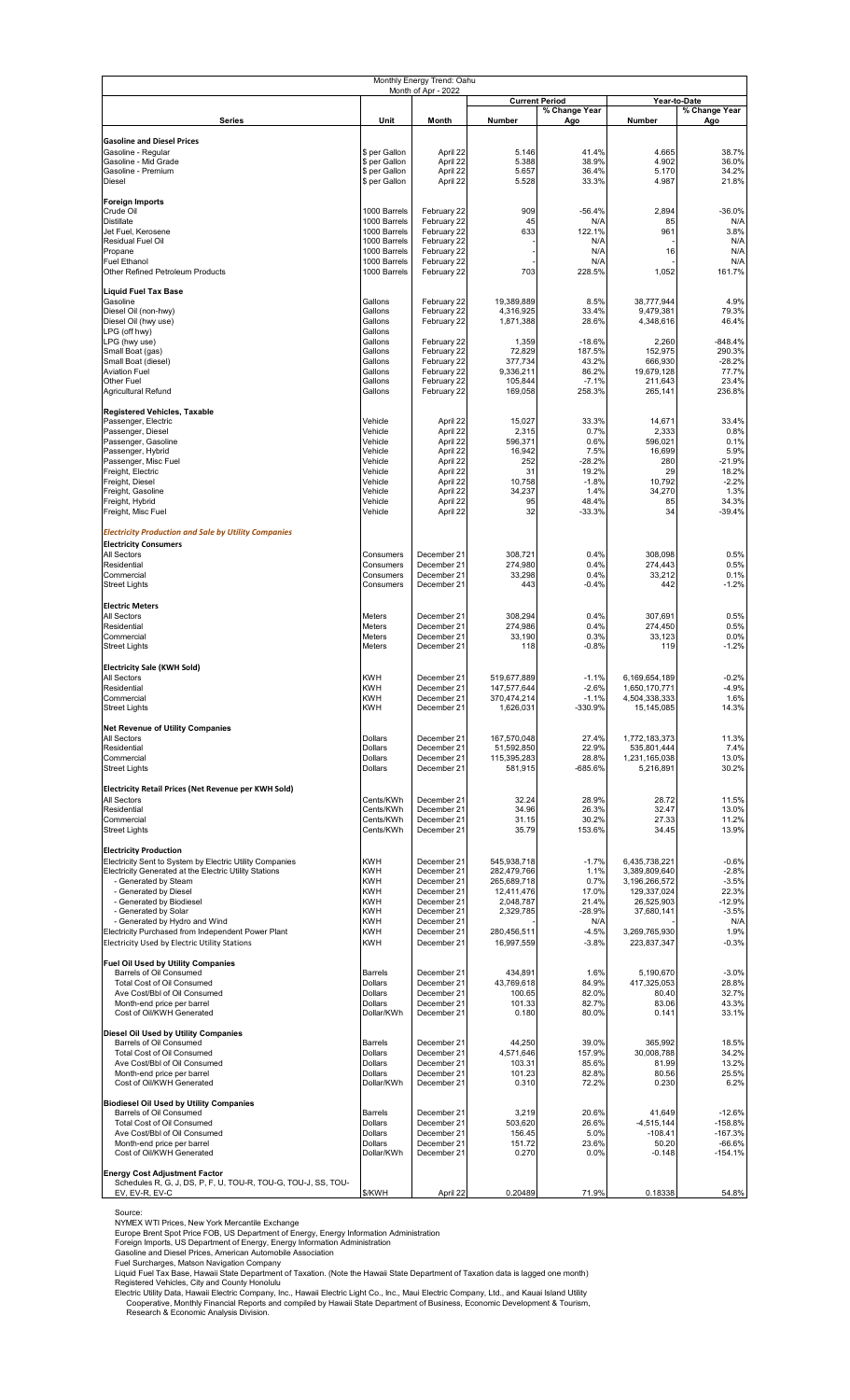| Monthly Energy Trend: Oahu<br>Month of Apr - 2022 | | | | | | |
|---|---|---|---|---|---|---|
| | | | **Current Period** | | **Year-to-Date** | |
| **Series** | **Unit** | **Month** | **Number** | **% Change Year Ago** | **Number** | **% Change Year Ago** |
| **Gasoline and Diesel Prices** | | | | | | |
| Gasoline - Regular | $ per Gallon | April 22 | 5.146 | 41.4% | 4.665 | 38.7% |
| Gasoline - Mid Grade | $ per Gallon | April 22 | 5.388 | 38.9% | 4.902 | 36.0% |
| Gasoline - Premium | $ per Gallon | April 22 | 5.657 | 36.4% | 5.170 | 34.2% |
| Diesel | $ per Gallon | April 22 | 5.528 | 33.3% | 4.987 | 21.8% |
| **Foreign Imports** | | | | | | |
| Crude Oil | 1000 Barrels | February 22 | 909 | -56.4% | 2,894 | -36.0% |
| Distillate | 1000 Barrels | February 22 | 45 | N/A | 85 | N/A |
| Jet Fuel, Kerosene | 1000 Barrels | February 22 | 633 | 122.1% | 961 | 3.8% |
| Residual Fuel Oil | 1000 Barrels | February 22 | - | N/A | - | N/A |
| Propane | 1000 Barrels | February 22 | - | N/A | 16 | N/A |
| Fuel Ethanol | 1000 Barrels | February 22 | - | N/A | - | N/A |
| Other Refined Petroleum Products | 1000 Barrels | February 22 | 703 | 228.5% | 1,052 | 161.7% |
| **Liquid Fuel Tax Base** | | | | | | |
| Gasoline | Gallons | February 22 | 19,389,889 | 8.5% | 38,777,944 | 4.9% |
| Diesel Oil (non-hwy) | Gallons | February 22 | 4,316,925 | 33.4% | 9,479,381 | 79.3% |
| Diesel Oil (hwy use) | Gallons | February 22 | 1,871,388 | 28.6% | 4,348,616 | 46.4% |
| LPG (off hwy) | Gallons | | | | | |
| LPG (hwy use) | Gallons | February 22 | 1,359 | -18.6% | 2,260 | -848.4% |
| Small Boat (gas) | Gallons | February 22 | 72,829 | 187.5% | 152,975 | 290.3% |
| Small Boat (diesel) | Gallons | February 22 | 377,734 | 43.2% | 666,930 | -28.2% |
| Aviation Fuel | Gallons | February 22 | 9,336,211 | 86.2% | 19,679,128 | 77.7% |
| Other Fuel | Gallons | February 22 | 105,844 | -7.1% | 211,643 | 23.4% |
| Agricultural Refund | Gallons | February 22 | 169,058 | 258.3% | 265,141 | 236.8% |
| **Registered Vehicles, Taxable** | | | | | | |
| Passenger, Electric | Vehicle | April 22 | 15,027 | 33.3% | 14,671 | 33.4% |
| Passenger, Diesel | Vehicle | April 22 | 2,315 | 0.7% | 2,333 | 0.8% |
| Passenger, Gasoline | Vehicle | April 22 | 596,371 | 0.6% | 596,021 | 0.1% |
| Passenger, Hybrid | Vehicle | April 22 | 16,942 | 7.5% | 16,699 | 5.9% |
| Passenger, Misc Fuel | Vehicle | April 22 | 252 | -28.2% | 280 | -21.9% |
| Freight, Electric | Vehicle | April 22 | 31 | 19.2% | 29 | 18.2% |
| Freight, Diesel | Vehicle | April 22 | 10,758 | -1.8% | 10,792 | -2.2% |
| Freight, Gasoline | Vehicle | April 22 | 34,237 | 1.4% | 34,270 | 1.3% |
| Freight, Hybrid | Vehicle | April 22 | 95 | 48.4% | 85 | 34.3% |
| Freight, Misc Fuel | Vehicle | April 22 | 32 | -33.3% | 34 | -39.4% |
| ***Electricity Production and Sale by Utility Companies*** | | | | | | |
| **Electricity Consumers** | | | | | | |
| All Sectors | Consumers | December 21 | 308,721 | 0.4% | 308,098 | 0.5% |
| Residential | Consumers | December 21 | 274,980 | 0.4% | 274,443 | 0.5% |
| Commercial | Consumers | December 21 | 33,298 | 0.4% | 33,212 | 0.1% |
| Street Lights | Consumers | December 21 | 443 | -0.4% | 442 | -1.2% |
| **Electric Meters** | | | | | | |
| All Sectors | Meters | December 21 | 308,294 | 0.4% | 307,691 | 0.5% |
| Residential | Meters | December 21 | 274,986 | 0.4% | 274,450 | 0.5% |
| Commercial | Meters | December 21 | 33,190 | 0.3% | 33,123 | 0.0% |
| Street Lights | Meters | December 21 | 118 | -0.8% | 119 | -1.2% |
| **Electricity Sale (KWH Sold)** | | | | | | |
| All Sectors | KWH | December 21 | 519,677,889 | -1.1% | 6,169,654,189 | -0.2% |
| Residential | KWH | December 21 | 147,577,644 | -2.6% | 1,650,170,771 | -4.9% |
| Commercial | KWH | December 21 | 370,474,214 | -1.1% | 4,504,338,333 | 1.6% |
| Street Lights | KWH | December 21 | 1,626,031 | -330.9% | 15,145,085 | 14.3% |
| **Net Revenue of Utility Companies** | | | | | | |
| All Sectors | Dollars | December 21 | 167,570,048 | 27.4% | 1,772,183,373 | 11.3% |
| Residential | Dollars | December 21 | 51,592,850 | 22.9% | 535,801,444 | 7.4% |
| Commercial | Dollars | December 21 | 115,395,283 | 28.8% | 1,231,165,038 | 13.0% |
| Street Lights | Dollars | December 21 | 581,915 | -685.6% | 5,216,891 | 30.2% |
| **Electricity Retail Prices (Net Revenue per KWH Sold)** | | | | | | |
| All Sectors | Cents/KWh | December 21 | 32.24 | 28.9% | 28.72 | 11.5% |
| Residential | Cents/KWh | December 21 | 34.96 | 26.3% | 32.47 | 13.0% |
| Commercial | Cents/KWh | December 21 | 31.15 | 30.2% | 27.33 | 11.2% |
| Street Lights | Cents/KWh | December 21 | 35.79 | 153.6% | 34.45 | 13.9% |
| **Electricity Production** | | | | | | |
| Electricity Sent to System by Electric Utility Companies | KWH | December 21 | 545,938,718 | -1.7% | 6,435,738,221 | -0.6% |
| Electricity Generated at the Electric Utility Stations | KWH | December 21 | 282,479,766 | 1.1% | 3,389,809,640 | -2.8% |
| - Generated by Steam | KWH | December 21 | 265,689,718 | 0.7% | 3,196,266,572 | -3.5% |
| - Generated by Diesel | KWH | December 21 | 12,411,476 | 17.0% | 129,337,024 | 22.3% |
| - Generated by Biodiesel | KWH | December 21 | 2,048,787 | 21.4% | 26,525,903 | -12.9% |
| - Generated by Solar | KWH | December 21 | 2,329,785 | -28.9% | 37,680,141 | -3.5% |
| - Generated by Hydro and Wind | KWH | December 21 | - | N/A | - | N/A |
| Electricity Purchased from Independent Power Plant | KWH | December 21 | 280,456,511 | -4.5% | 3,269,765,930 | 1.9% |
| Electricity Used by Electric Utility Stations | KWH | December 21 | 16,997,559 | -3.8% | 223,837,347 | -0.3% |
| **Fuel Oil Used by Utility Companies** | | | | | | |
| Barrels of Oil Consumed | Barrels | December 21 | 434,891 | 1.6% | 5,190,670 | -3.0% |
| Total Cost of Oil Consumed | Dollars | December 21 | 43,769,618 | 84.9% | 417,325,053 | 28.8% |
| Ave Cost/Bbl of Oil Consumed | Dollars | December 21 | 100.65 | 82.0% | 80.40 | 32.7% |
| Month-end price per barrel | Dollars | December 21 | 101.33 | 82.7% | 83.06 | 43.3% |
| Cost of Oil/KWH Generated | Dollar/KWh | December 21 | 0.180 | 80.0% | 0.141 | 33.1% |
| **Diesel Oil Used by Utility Companies** | | | | | | |
| Barrels of Oil Consumed | Barrels | December 21 | 44,250 | 39.0% | 365,992 | 18.5% |
| Total Cost of Oil Consumed | Dollars | December 21 | 4,571,646 | 157.9% | 30,008,788 | 34.2% |
| Ave Cost/Bbl of Oil Consumed | Dollars | December 21 | 103.31 | 85.6% | 81.99 | 13.2% |
| Month-end price per barrel | Dollars | December 21 | 101.23 | 82.8% | 80.56 | 25.5% |
| Cost of Oil/KWH Generated | Dollar/KWh | December 21 | 0.310 | 72.2% | 0.230 | 6.2% |
| **Biodiesel Oil Used by Utility Companies** | | | | | | |
| Barrels of Oil Consumed | Barrels | December 21 | 3,219 | 20.6% | 41,649 | -12.6% |
| Total Cost of Oil Consumed | Dollars | December 21 | 503,620 | 26.6% | -4,515,144 | -158.8% |
| Ave Cost/Bbl of Oil Consumed | Dollars | December 21 | 156.45 | 5.0% | -108.41 | -167.3% |
| Month-end price per barrel | Dollars | December 21 | 151.72 | 23.6% | 50.20 | -66.6% |
| Cost of Oil/KWH Generated | Dollar/KWh | December 21 | 0.270 | 0.0% | -0.148 | -154.1% |
| **Energy Cost Adjustment Factor** | | | | | | |
| Schedules R, G, J, DS, P, F, U, TOU-R, TOU-G, TOU-J, SS, TOU-EV, EV-R, EV-C | $/KWH | April 22 | 0.20489 | 71.9% | 0.18338 | 54.8% |

Source:
NYMEX WTI Prices, New York Mercantile Exchange
Europe Brent Spot Price FOB, US Department of Energy, Energy Information Administration
Foreign Imports, US Department of Energy, Energy Information Administration
Gasoline and Diesel Prices, American Automobile Association
Fuel Surcharges, Matson Navigation Company
Liquid Fuel Tax Base, Hawaii State Department of Taxation. (Note the Hawaii State Department of Taxation data is lagged one month)
Registered Vehicles, City and County Honolulu
Electric Utility Data, Hawaii Electric Company, Inc., Hawaii Electric Light Co., Inc., Maui Electric Company, Ltd., and Kauai Island Utility Cooperative, Monthly Financial Reports and compiled by Hawaii State Department of Business, Economic Development & Tourism, Research & Economic Analysis Division.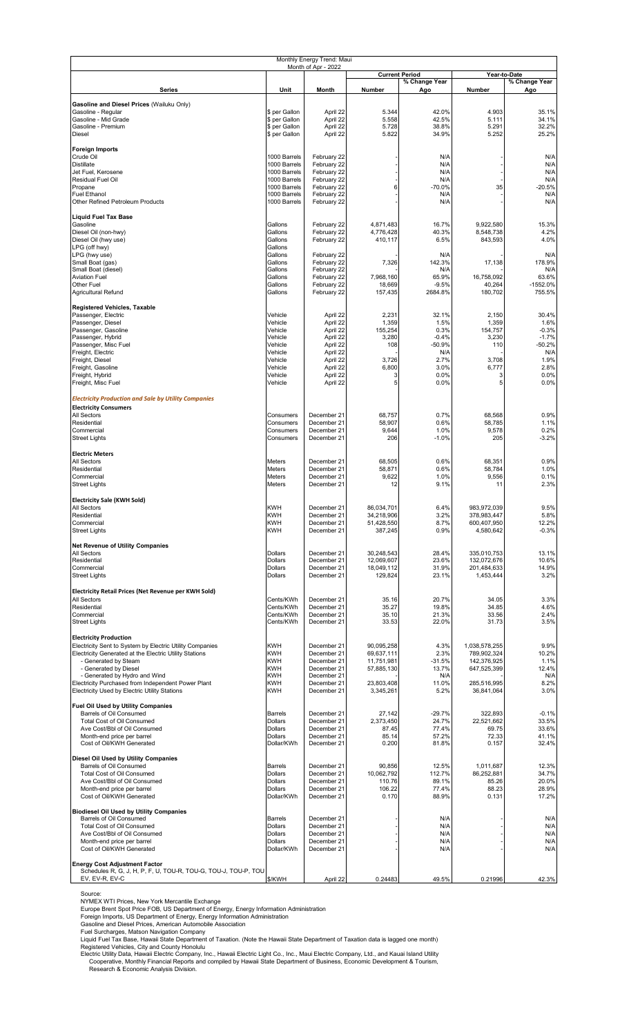| Monthly Energy Trend: Maui | | | | | | |
|---|---|---|---|---|---|---|
| Month of Apr - 2022 | | | | | | |
| | | | Current Period | | Year-to-Date | |
| | | | | % Change Year | | % Change Year |
| **Series** | **Unit** | **Month** | **Number** | **Ago** | **Number** | **Ago** |
| **Gasoline and Diesel Prices** (Wailuku Only) | | | | | | |
| Gasoline - Regular | $ per Gallon | April 22 | 5.344 | 42.0% | 4.903 | 35.1% |
| Gasoline - Mid Grade | $ per Gallon | April 22 | 5.558 | 42.5% | 5.111 | 34.1% |
| Gasoline - Premium | $ per Gallon | April 22 | 5.728 | 38.8% | 5.291 | 32.2% |
| Diesel | $ per Gallon | April 22 | 5.822 | 34.9% | 5.252 | 25.2% |
| **Foreign Imports** | | | | | | |
| Crude Oil | 1000 Barrels | February 22 | - | N/A | - | N/A |
| Distillate | 1000 Barrels | February 22 | - | N/A | - | N/A |
| Jet Fuel, Kerosene | 1000 Barrels | February 22 | - | N/A | - | N/A |
| Residual Fuel Oil | 1000 Barrels | February 22 | - | N/A | - | N/A |
| Propane | 1000 Barrels | February 22 | 6 | -70.0% | 35 | -20.5% |
| Fuel Ethanol | 1000 Barrels | February 22 | - | N/A | - | N/A |
| Other Refined Petroleum Products | 1000 Barrels | February 22 | - | N/A | - | N/A |
| **Liquid Fuel Tax Base** | | | | | | |
| Gasoline | Gallons | February 22 | 4,871,483 | 16.7% | 9,922,580 | 15.3% |
| Diesel Oil (non-hwy) | Gallons | February 22 | 4,776,428 | 40.3% | 8,548,738 | 4.2% |
| Diesel Oil (hwy use) | Gallons | February 22 | 410,117 | 6.5% | 843,593 | 4.0% |
| LPG (off hwy) | Gallons | | | | | |
| LPG (hwy use) | Gallons | February 22 | - | N/A | - | N/A |
| Small Boat (gas) | Gallons | February 22 | 7,326 | 142.3% | 17,138 | 178.9% |
| Small Boat (diesel) | Gallons | February 22 | - | N/A | - | N/A |
| Aviation Fuel | Gallons | February 22 | 7,968,160 | 65.9% | 16,758,092 | 63.6% |
| Other Fuel | Gallons | February 22 | 18,669 | -9.5% | 40,264 | -1552.0% |
| Agricultural Refund | Gallons | February 22 | 157,435 | 2684.8% | 180,702 | 755.5% |
| **Registered Vehicles, Taxable** | | | | | | |
| Passenger, Electric | Vehicle | April 22 | 2,231 | 32.1% | 2,150 | 30.4% |
| Passenger, Diesel | Vehicle | April 22 | 1,359 | 1.5% | 1,359 | 1.6% |
| Passenger, Gasoline | Vehicle | April 22 | 155,254 | 0.3% | 154,757 | -0.3% |
| Passenger, Hybrid | Vehicle | April 22 | 3,280 | -0.4% | 3,230 | -1.7% |
| Passenger, Misc Fuel | Vehicle | April 22 | 108 | -50.9% | 110 | -50.2% |
| Freight, Electric | Vehicle | April 22 | - | N/A | - | N/A |
| Freight, Diesel | Vehicle | April 22 | 3,726 | 2.7% | 3,708 | 1.9% |
| Freight, Gasoline | Vehicle | April 22 | 6,800 | 3.0% | 6,777 | 2.8% |
| Freight, Hybrid | Vehicle | April 22 | 3 | 0.0% | 3 | 0.0% |
| Freight, Misc Fuel | Vehicle | April 22 | 5 | 0.0% | 5 | 0.0% |
| ***Electricity Production and Sale by Utility Companies*** | | | | | | |
| **Electricity Consumers** | | | | | | |
| All Sectors | Consumers | December 21 | 68,757 | 0.7% | 68,568 | 0.9% |
| Residential | Consumers | December 21 | 58,907 | 0.6% | 58,785 | 1.1% |
| Commercial | Consumers | December 21 | 9,644 | 1.0% | 9,578 | 0.2% |
| Street Lights | Consumers | December 21 | 206 | -1.0% | 205 | -3.2% |
| **Electric Meters** | | | | | | |
| All Sectors | Meters | December 21 | 68,505 | 0.6% | 68,351 | 0.9% |
| Residential | Meters | December 21 | 58,871 | 0.6% | 58,784 | 1.0% |
| Commercial | Meters | December 21 | 9,622 | 1.0% | 9,556 | 0.1% |
| Street Lights | Meters | December 21 | 12 | 9.1% | 11 | 2.3% |
| **Electricity Sale (KWH Sold)** | | | | | | |
| All Sectors | KWH | December 21 | 86,034,701 | 6.4% | 983,972,039 | 9.5% |
| Residential | KWH | December 21 | 34,218,906 | 3.2% | 378,983,447 | 5.8% |
| Commercial | KWH | December 21 | 51,428,550 | 8.7% | 600,407,950 | 12.2% |
| Street Lights | KWH | December 21 | 387,245 | 0.9% | 4,580,642 | -0.3% |
| **Net Revenue of Utility Companies** | | | | | | |
| All Sectors | Dollars | December 21 | 30,248,543 | 28.4% | 335,010,753 | 13.1% |
| Residential | Dollars | December 21 | 12,069,607 | 23.6% | 132,072,676 | 10.6% |
| Commercial | Dollars | December 21 | 18,049,112 | 31.9% | 201,484,633 | 14.9% |
| Street Lights | Dollars | December 21 | 129,824 | 23.1% | 1,453,444 | 3.2% |
| **Electricity Retail Prices (Net Revenue per KWH Sold)** | | | | | | |
| All Sectors | Cents/KWh | December 21 | 35.16 | 20.7% | 34.05 | 3.3% |
| Residential | Cents/KWh | December 21 | 35.27 | 19.8% | 34.85 | 4.6% |
| Commercial | Cents/KWh | December 21 | 35.10 | 21.3% | 33.56 | 2.4% |
| Street Lights | Cents/KWh | December 21 | 33.53 | 22.0% | 31.73 | 3.5% |
| **Electricity Production** | | | | | | |
| Electricity Sent to System by Electric Utility Companies | KWH | December 21 | 90,095,258 | 4.3% | 1,038,578,255 | 9.9% |
| Electricity Generated at the Electric Utility Stations | KWH | December 21 | 69,637,111 | 2.3% | 789,902,324 | 10.2% |
| - Generated by Steam | KWH | December 21 | 11,751,981 | -31.5% | 142,376,925 | 1.1% |
| - Generated by Diesel | KWH | December 21 | 57,885,130 | 13.7% | 647,525,399 | 12.4% |
| - Generated by Hydro and Wind | KWH | December 21 | - | N/A | - | N/A |
| Electricity Purchased from Independent Power Plant | KWH | December 21 | 23,803,408 | 11.0% | 285,516,995 | 8.2% |
| Electricity Used by Electric Utility Stations | KWH | December 21 | 3,345,261 | 5.2% | 36,841,064 | 3.0% |
| **Fuel Oil Used by Utility Companies** | | | | | | |
| Barrels of Oil Consumed | Barrels | December 21 | 27,142 | -29.7% | 322,893 | -0.1% |
| Total Cost of Oil Consumed | Dollars | December 21 | 2,373,450 | 24.7% | 22,521,662 | 33.5% |
| Ave Cost/Bbl of Oil Consumed | Dollars | December 21 | 87.45 | 77.4% | 69.75 | 33.6% |
| Month-end price per barrel | Dollars | December 21 | 85.14 | 57.2% | 72.33 | 41.1% |
| Cost of Oil/KWH Generated | Dollar/KWh | December 21 | 0.200 | 81.8% | 0.157 | 32.4% |
| **Diesel Oil Used by Utility Companies** | | | | | | |
| Barrels of Oil Consumed | Barrels | December 21 | 90,856 | 12.5% | 1,011,687 | 12.3% |
| Total Cost of Oil Consumed | Dollars | December 21 | 10,062,792 | 112.7% | 86,252,881 | 34.7% |
| Ave Cost/Bbl of Oil Consumed | Dollars | December 21 | 110.76 | 89.1% | 85.26 | 20.0% |
| Month-end price per barrel | Dollars | December 21 | 106.22 | 77.4% | 88.23 | 28.9% |
| Cost of Oil/KWH Generated | Dollar/KWh | December 21 | 0.170 | 88.9% | 0.131 | 17.2% |
| **Biodiesel Oil Used by Utility Companies** | | | | | | |
| Barrels of Oil Consumed | Barrels | December 21 | - | N/A | - | N/A |
| Total Cost of Oil Consumed | Dollars | December 21 | - | N/A | - | N/A |
| Ave Cost/Bbl of Oil Consumed | Dollars | December 21 | - | N/A | - | N/A |
| Month-end price per barrel | Dollars | December 21 | - | N/A | - | N/A |
| Cost of Oil/KWH Generated | Dollar/KWh | December 21 | - | N/A | - | N/A |
| **Energy Cost Adjustment Factor** | | | | | | |
| Schedules R, G, J, H, P, F, U, TOU-R, TOU-G, TOU-J, TOU-P, TOU EV, EV-R, EV-C | $/KWH | April 22 | 0.24483 | 49.5% | 0.21996 | 42.3% |

Source:
NYMEX WTI Prices, New York Mercantile Exchange
Europe Brent Spot Price FOB, US Department of Energy, Energy Information Administration
Foreign Imports, US Department of Energy, Energy Information Administration
Gasoline and Diesel Prices, American Automobile Association
Fuel Surcharges, Matson Navigation Company
Liquid Fuel Tax Base, Hawaii State Department of Taxation. (Note the Hawaii State Department of Taxation data is lagged one month)
Registered Vehicles, City and County Honolulu
Electric Utility Data, Hawaii Electric Company, Inc., Hawaii Electric Light Co., Inc., Maui Electric Company, Ltd., and Kauai Island Utility Cooperative, Monthly Financial Reports and compiled by Hawaii State Department of Business, Economic Development & Tourism, Research & Economic Analysis Division.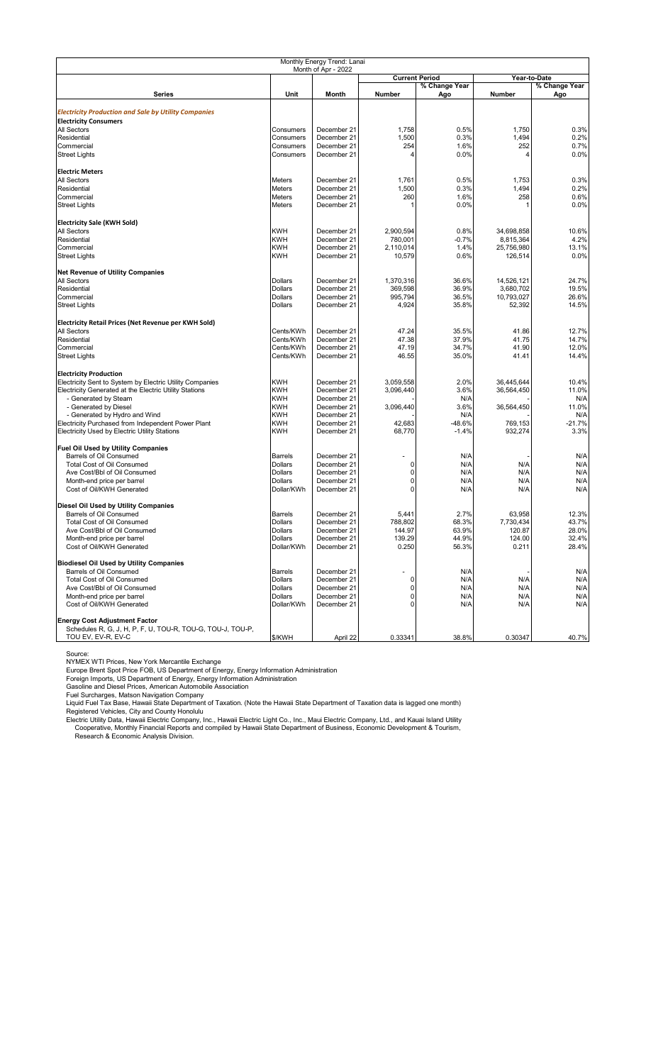| Monthly Energy Trend: Lanai<br>Month of Apr - 2022 | | | | | | |
|---|---|---|---|---|---|---|
| | | | Current Period | | Year-to-Date | |
| **Series** | **Unit** | **Month** | **Number** | **% Change Year Ago** | **Number** | **% Change Year Ago** |
| ***Electricity Production and Sale by Utility Companies*** | | | | | | |
| **Electricity Consumers** | | | | | | |
| All Sectors | Consumers | December 21 | 1,758 | 0.5% | 1,750 | 0.3% |
| Residential | Consumers | December 21 | 1,500 | 0.3% | 1,494 | 0.2% |
| Commercial | Consumers | December 21 | 254 | 1.6% | 252 | 0.7% |
| Street Lights | Consumers | December 21 | 4 | 0.0% | 4 | 0.0% |
| **Electric Meters** | | | | | | |
| All Sectors | Meters | December 21 | 1,761 | 0.5% | 1,753 | 0.3% |
| Residential | Meters | December 21 | 1,500 | 0.3% | 1,494 | 0.2% |
| Commercial | Meters | December 21 | 260 | 1.6% | 258 | 0.6% |
| Street Lights | Meters | December 21 | 1 | 0.0% | 1 | 0.0% |
| **Electricity Sale (KWH Sold)** | | | | | | |
| All Sectors | KWH | December 21 | 2,900,594 | 0.8% | 34,698,858 | 10.6% |
| Residential | KWH | December 21 | 780,001 | -0.7% | 8,815,364 | 4.2% |
| Commercial | KWH | December 21 | 2,110,014 | 1.4% | 25,756,980 | 13.1% |
| Street Lights | KWH | December 21 | 10,579 | 0.6% | 126,514 | 0.0% |
| **Net Revenue of Utility Companies** | | | | | | |
| All Sectors | Dollars | December 21 | 1,370,316 | 36.6% | 14,526,121 | 24.7% |
| Residential | Dollars | December 21 | 369,598 | 36.9% | 3,680,702 | 19.5% |
| Commercial | Dollars | December 21 | 995,794 | 36.5% | 10,793,027 | 26.6% |
| Street Lights | Dollars | December 21 | 4,924 | 35.8% | 52,392 | 14.5% |
| **Electricity Retail Prices (Net Revenue per KWH Sold)** | | | | | | |
| All Sectors | Cents/KWh | December 21 | 47.24 | 35.5% | 41.86 | 12.7% |
| Residential | Cents/KWh | December 21 | 47.38 | 37.9% | 41.75 | 14.7% |
| Commercial | Cents/KWh | December 21 | 47.19 | 34.7% | 41.90 | 12.0% |
| Street Lights | Cents/KWh | December 21 | 46.55 | 35.0% | 41.41 | 14.4% |
| **Electricity Production** | | | | | | |
| Electricity Sent to System by Electric Utility Companies | KWH | December 21 | 3,059,558 | 2.0% | 36,445,644 | 10.4% |
| Electricity Generated at the Electric Utility Stations | KWH | December 21 | 3,096,440 | 3.6% | 36,564,450 | 11.0% |
| - Generated by Steam | KWH | December 21 | - | N/A | - | N/A |
| - Generated by Diesel | KWH | December 21 | 3,096,440 | 3.6% | 36,564,450 | 11.0% |
| - Generated by Hydro and Wind | KWH | December 21 | - | N/A | - | N/A |
| Electricity Purchased from Independent Power Plant | KWH | December 21 | 42,683 | -48.6% | 769,153 | -21.7% |
| Electricity Used by Electric Utility Stations | KWH | December 21 | 68,770 | -1.4% | 932,274 | 3.3% |
| **Fuel Oil Used by Utility Companies** | | | | | | |
| Barrels of Oil Consumed | Barrels | December 21 | - | N/A | - | N/A |
| Total Cost of Oil Consumed | Dollars | December 21 | 0 | N/A | N/A | N/A |
| Ave Cost/Bbl of Oil Consumed | Dollars | December 21 | 0 | N/A | N/A | N/A |
| Month-end price per barrel | Dollars | December 21 | 0 | N/A | N/A | N/A |
| Cost of Oil/KWH Generated | Dollar/KWh | December 21 | 0 | N/A | N/A | N/A |
| **Diesel Oil Used by Utility Companies** | | | | | | |
| Barrels of Oil Consumed | Barrels | December 21 | 5,441 | 2.7% | 63,958 | 12.3% |
| Total Cost of Oil Consumed | Dollars | December 21 | 788,802 | 68.3% | 7,730,434 | 43.7% |
| Ave Cost/Bbl of Oil Consumed | Dollars | December 21 | 144.97 | 63.9% | 120.87 | 28.0% |
| Month-end price per barrel | Dollars | December 21 | 139.29 | 44.9% | 124.00 | 32.4% |
| Cost of Oil/KWH Generated | Dollar/KWh | December 21 | 0.250 | 56.3% | 0.211 | 28.4% |
| **Biodiesel Oil Used by Utility Companies** | | | | | | |
| Barrels of Oil Consumed | Barrels | December 21 | - | N/A | - | N/A |
| Total Cost of Oil Consumed | Dollars | December 21 | 0 | N/A | N/A | N/A |
| Ave Cost/Bbl of Oil Consumed | Dollars | December 21 | 0 | N/A | N/A | N/A |
| Month-end price per barrel | Dollars | December 21 | 0 | N/A | N/A | N/A |
| Cost of Oil/KWH Generated | Dollar/KWh | December 21 | 0 | N/A | N/A | N/A |
| **Energy Cost Adjustment Factor** | | | | | | |
| Schedules R, G, J, H, P, F, U, TOU-R, TOU-G, TOU-J, TOU-P, TOU EV, EV-R, EV-C | $/KWH | April 22 | 0.33341 | 38.8% | 0.30347 | 40.7% |

Source:

NYMEX WTI Prices, New York Mercantile Exchange

Europe Brent Spot Price FOB, US Department of Energy, Energy Information Administration

Foreign Imports, US Department of Energy, Energy Information Administration

Gasoline and Diesel Prices, American Automobile Association

Fuel Surcharges, Matson Navigation Company

Liquid Fuel Tax Base, Hawaii State Department of Taxation. (Note the Hawaii State Department of Taxation data is lagged one month)

Registered Vehicles, City and County Honolulu

Electric Utility Data, Hawaii Electric Company, Inc., Hawaii Electric Light Co., Inc., Maui Electric Company, Ltd., and Kauai Island Utility Cooperative, Monthly Financial Reports and compiled by Hawaii State Department of Business, Economic Development & Tourism, Research & Economic Analysis Division.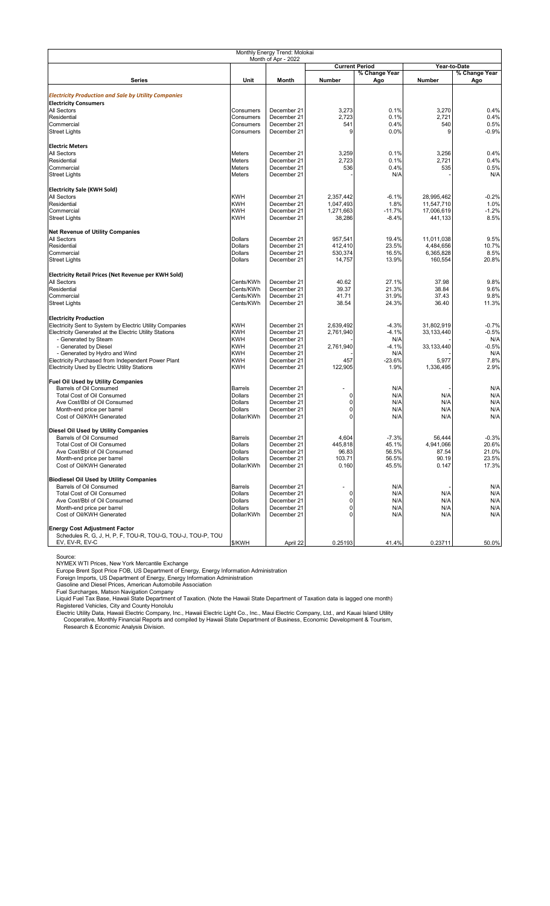| Monthly Energy Trend: Molokai<br>Month of Apr - 2022 | | | | | | |
|---|---|---|---|---|---|---|
| | | | Current Period | | Year-to-Date | |
| Series | Unit | Month | Number | % Change Year Ago | Number | % Change Year Ago |
| ***Electricity Production and Sale by Utility Companies*** | | | | | | |
| **Electricity Consumers** | | | | | | |
| All Sectors | Consumers | December 21 | 3,273 | 0.1% | 3,270 | 0.4% |
| Residential | Consumers | December 21 | 2,723 | 0.1% | 2,721 | 0.4% |
| Commercial | Consumers | December 21 | 541 | 0.4% | 540 | 0.5% |
| Street Lights | Consumers | December 21 | 9 | 0.0% | 9 | -0.9% |
| **Electric Meters** | | | | | | |
| All Sectors | Meters | December 21 | 3,259 | 0.1% | 3,256 | 0.4% |
| Residential | Meters | December 21 | 2,723 | 0.1% | 2,721 | 0.4% |
| Commercial | Meters | December 21 | 536 | 0.4% | 535 | 0.5% |
| Street Lights | Meters | December 21 | - | N/A | - | N/A |
| **Electricity Sale (KWH Sold)** | | | | | | |
| All Sectors | KWH | December 21 | 2,357,442 | -6.1% | 28,995,462 | -0.2% |
| Residential | KWH | December 21 | 1,047,493 | 1.8% | 11,547,710 | 1.0% |
| Commercial | KWH | December 21 | 1,271,663 | -11.7% | 17,006,619 | -1.2% |
| Street Lights | KWH | December 21 | 38,286 | -8.4% | 441,133 | 8.5% |
| **Net Revenue of Utility Companies** | | | | | | |
| All Sectors | Dollars | December 21 | 957,541 | 19.4% | 11,011,038 | 9.5% |
| Residential | Dollars | December 21 | 412,410 | 23.5% | 4,484,656 | 10.7% |
| Commercial | Dollars | December 21 | 530,374 | 16.5% | 6,365,828 | 8.5% |
| Street Lights | Dollars | December 21 | 14,757 | 13.9% | 160,554 | 20.8% |
| **Electricity Retail Prices (Net Revenue per KWH Sold)** | | | | | | |
| All Sectors | Cents/KWh | December 21 | 40.62 | 27.1% | 37.98 | 9.8% |
| Residential | Cents/KWh | December 21 | 39.37 | 21.3% | 38.84 | 9.6% |
| Commercial | Cents/KWh | December 21 | 41.71 | 31.9% | 37.43 | 9.8% |
| Street Lights | Cents/KWh | December 21 | 38.54 | 24.3% | 36.40 | 11.3% |
| **Electricity Production** | | | | | | |
| Electricity Sent to System by Electric Utility Companies | KWH | December 21 | 2,639,492 | -4.3% | 31,802,919 | -0.7% |
| Electricity Generated at the Electric Utility Stations | KWH | December 21 | 2,761,940 | -4.1% | 33,133,440 | -0.5% |
| - Generated by Steam | KWH | December 21 | - | N/A | - | N/A |
| - Generated by Diesel | KWH | December 21 | 2,761,940 | -4.1% | 33,133,440 | -0.5% |
| - Generated by Hydro and Wind | KWH | December 21 | - | N/A | - | N/A |
| Electricity Purchased from Independent Power Plant | KWH | December 21 | 457 | -23.6% | 5,977 | 7.8% |
| Electricity Used by Electric Utility Stations | KWH | December 21 | 122,905 | 1.9% | 1,336,495 | 2.9% |
| **Fuel Oil Used by Utility Companies** | | | | | | |
| Barrels of Oil Consumed | Barrels | December 21 | - | N/A | - | N/A |
| Total Cost of Oil Consumed | Dollars | December 21 | 0 | N/A | N/A | N/A |
| Ave Cost/Bbl of Oil Consumed | Dollars | December 21 | 0 | N/A | N/A | N/A |
| Month-end price per barrel | Dollars | December 21 | 0 | N/A | N/A | N/A |
| Cost of Oil/KWH Generated | Dollar/KWh | December 21 | 0 | N/A | N/A | N/A |
| **Diesel Oil Used by Utility Companies** | | | | | | |
| Barrels of Oil Consumed | Barrels | December 21 | 4,604 | -7.3% | 56,444 | -0.3% |
| Total Cost of Oil Consumed | Dollars | December 21 | 445,818 | 45.1% | 4,941,066 | 20.6% |
| Ave Cost/Bbl of Oil Consumed | Dollars | December 21 | 96.83 | 56.5% | 87.54 | 21.0% |
| Month-end price per barrel | Dollars | December 21 | 103.71 | 56.5% | 90.19 | 23.5% |
| Cost of Oil/KWH Generated | Dollar/KWh | December 21 | 0.160 | 45.5% | 0.147 | 17.3% |
| **Biodiesel Oil Used by Utility Companies** | | | | | | |
| Barrels of Oil Consumed | Barrels | December 21 | - | N/A | - | N/A |
| Total Cost of Oil Consumed | Dollars | December 21 | 0 | N/A | N/A | N/A |
| Ave Cost/Bbl of Oil Consumed | Dollars | December 21 | 0 | N/A | N/A | N/A |
| Month-end price per barrel | Dollars | December 21 | 0 | N/A | N/A | N/A |
| Cost of Oil/KWH Generated | Dollar/KWh | December 21 | 0 | N/A | N/A | N/A |
| **Energy Cost Adjustment Factor** | | | | | | |
| Schedules R, G, J, H, P, F, TOU-R, TOU-G, TOU-J, TOU-P, TOU EV, EV-R, EV-C | $/KWH | April 22 | 0.25193 | 41.4% | 0.23711 | 50.0% |

Source:
NYMEX WTI Prices, New York Mercantile Exchange
Europe Brent Spot Price FOB, US Department of Energy, Energy Information Administration
Foreign Imports, US Department of Energy, Energy Information Administration
Gasoline and Diesel Prices, American Automobile Association
Fuel Surcharges, Matson Navigation Company
Liquid Fuel Tax Base, Hawaii State Department of Taxation. (Note the Hawaii State Department of Taxation data is lagged one month)
Registered Vehicles, City and County Honolulu
Electric Utility Data, Hawaii Electric Company, Inc., Hawaii Electric Light Co., Inc., Maui Electric Company, Ltd., and Kauai Island Utility Cooperative, Monthly Financial Reports and compiled by Hawaii State Department of Business, Economic Development & Tourism, Research & Economic Analysis Division.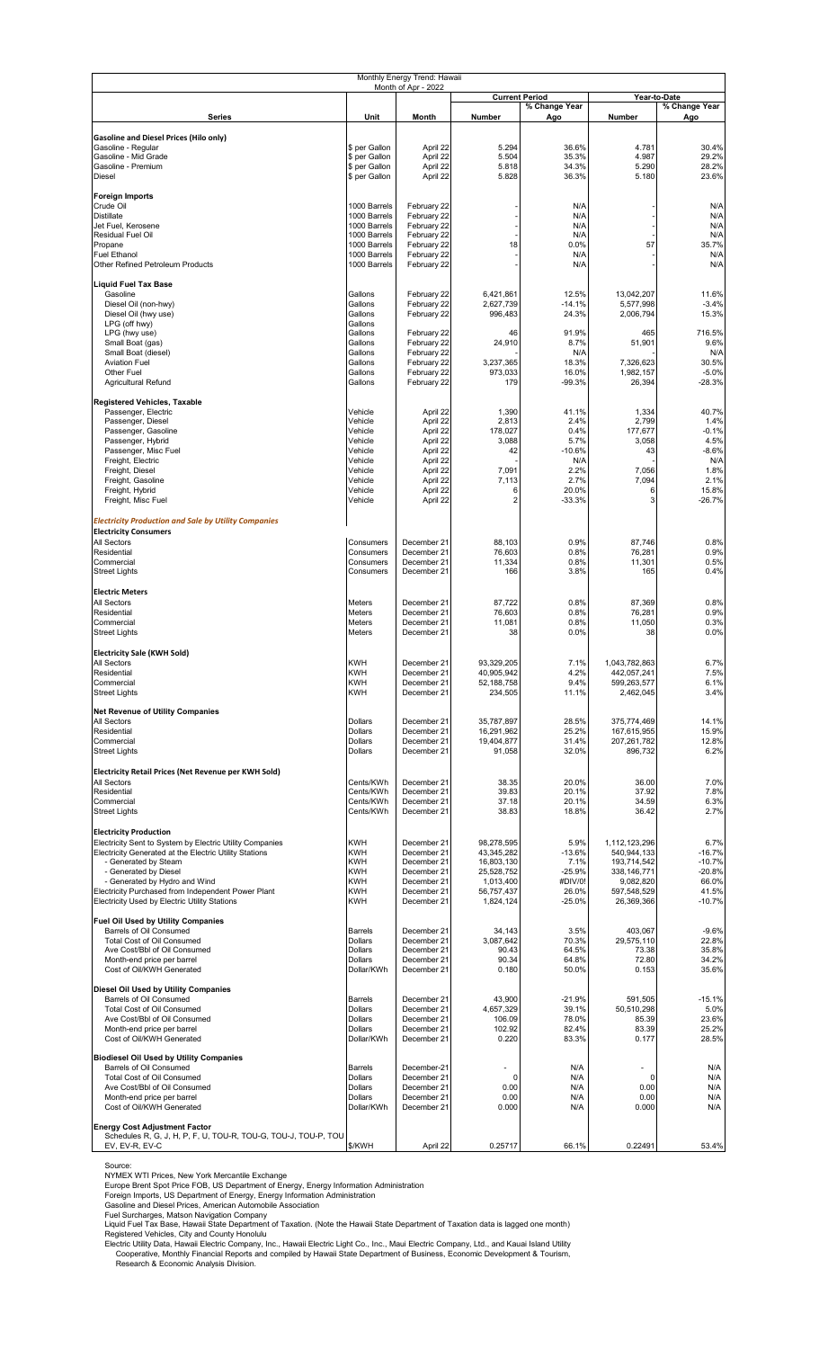# Monthly Energy Trend: Hawaii

Month of Apr - 2022

| Series | Unit | Month | Current Period Number | Current Period % Change Year Ago | Year-to-Date Number | Year-to-Date % Change Year Ago |
|---|---|---|---|---|---|---|
| **Gasoline and Diesel Prices (Hilo only)** | | | | | | |
| Gasoline - Regular | $ per Gallon | April 22 | 5.294 | 36.6% | 4.781 | 30.4% |
| Gasoline - Mid Grade | $ per Gallon | April 22 | 5.504 | 35.3% | 4.987 | 29.2% |
| Gasoline - Premium | $ per Gallon | April 22 | 5.818 | 34.3% | 5.290 | 28.2% |
| Diesel | $ per Gallon | April 22 | 5.828 | 36.3% | 5.180 | 23.6% |
| **Foreign Imports** | | | | | | |
| Crude Oil | 1000 Barrels | February 22 | - | N/A | - | N/A |
| Distillate | 1000 Barrels | February 22 | - | N/A | - | N/A |
| Jet Fuel, Kerosene | 1000 Barrels | February 22 | - | N/A | - | N/A |
| Residual Fuel Oil | 1000 Barrels | February 22 | - | N/A | - | N/A |
| Propane | 1000 Barrels | February 22 | 18 | 0.0% | 57 | 35.7% |
| Fuel Ethanol | 1000 Barrels | February 22 | - | N/A | - | N/A |
| Other Refined Petroleum Products | 1000 Barrels | February 22 | - | N/A | - | N/A |
| **Liquid Fuel Tax Base** | | | | | | |
| Gasoline | Gallons | February 22 | 6,421,861 | 12.5% | 13,042,207 | 11.6% |
| Diesel Oil (non-hwy) | Gallons | February 22 | 2,627,739 | -14.1% | 5,577,998 | -3.4% |
| Diesel Oil (hwy use) | Gallons | February 22 | 996,483 | 24.3% | 2,006,794 | 15.3% |
| LPG (off hwy) | Gallons | | | | | |
| LPG (hwy use) | Gallons | February 22 | 46 | 91.9% | 465 | 716.5% |
| Small Boat (gas) | Gallons | February 22 | 24,910 | 8.7% | 51,901 | 9.6% |
| Small Boat (diesel) | Gallons | February 22 | - | N/A | - | N/A |
| Aviation Fuel | Gallons | February 22 | 3,237,365 | 18.3% | 7,326,623 | 30.5% |
| Other Fuel | Gallons | February 22 | 973,033 | 16.0% | 1,982,157 | -5.0% |
| Agricultural Refund | Gallons | February 22 | 179 | -99.3% | 26,394 | -28.3% |
| **Registered Vehicles, Taxable** | | | | | | |
| Passenger, Electric | Vehicle | April 22 | 1,390 | 41.1% | 1,334 | 40.7% |
| Passenger, Diesel | Vehicle | April 22 | 2,813 | 2.4% | 2,799 | 1.4% |
| Passenger, Gasoline | Vehicle | April 22 | 178,027 | 0.4% | 177,677 | -0.1% |
| Passenger, Hybrid | Vehicle | April 22 | 3,088 | 5.7% | 3,058 | 4.5% |
| Passenger, Misc Fuel | Vehicle | April 22 | 42 | -10.6% | 43 | -8.6% |
| Freight, Electric | Vehicle | April 22 | - | N/A | - | N/A |
| Freight, Diesel | Vehicle | April 22 | 7,091 | 2.2% | 7,056 | 1.8% |
| Freight, Gasoline | Vehicle | April 22 | 7,113 | 2.7% | 7,094 | 2.1% |
| Freight, Hybrid | Vehicle | April 22 | 6 | 20.0% | 6 | 15.8% |
| Freight, Misc Fuel | Vehicle | April 22 | 2 | -33.3% | 3 | -26.7% |
| ***Electricity Production and Sale by Utility Companies*** | | | | | | |
| **Electricity Consumers** | | | | | | |
| All Sectors | Consumers | December 21 | 88,103 | 0.9% | 87,746 | 0.8% |
| Residential | Consumers | December 21 | 76,603 | 0.8% | 76,281 | 0.9% |
| Commercial | Consumers | December 21 | 11,334 | 0.8% | 11,301 | 0.5% |
| Street Lights | Consumers | December 21 | 166 | 3.8% | 165 | 0.4% |
| **Electric Meters** | | | | | | |
| All Sectors | Meters | December 21 | 87,722 | 0.8% | 87,369 | 0.8% |
| Residential | Meters | December 21 | 76,603 | 0.8% | 76,281 | 0.9% |
| Commercial | Meters | December 21 | 11,081 | 0.8% | 11,050 | 0.3% |
| Street Lights | Meters | December 21 | 38 | 0.0% | 38 | 0.0% |
| **Electricity Sale (KWH Sold)** | | | | | | |
| All Sectors | KWH | December 21 | 93,329,205 | 7.1% | 1,043,782,863 | 6.7% |
| Residential | KWH | December 21 | 40,905,942 | 4.2% | 442,057,241 | 7.5% |
| Commercial | KWH | December 21 | 52,188,758 | 9.4% | 599,263,577 | 6.1% |
| Street Lights | KWH | December 21 | 234,505 | 11.1% | 2,462,045 | 3.4% |
| **Net Revenue of Utility Companies** | | | | | | |
| All Sectors | Dollars | December 21 | 35,787,897 | 28.5% | 375,774,469 | 14.1% |
| Residential | Dollars | December 21 | 16,291,962 | 25.2% | 167,615,955 | 15.9% |
| Commercial | Dollars | December 21 | 19,404,877 | 31.4% | 207,261,782 | 12.8% |
| Street Lights | Dollars | December 21 | 91,058 | 32.0% | 896,732 | 6.2% |
| **Electricity Retail Prices (Net Revenue per KWH Sold)** | | | | | | |
| All Sectors | Cents/KWh | December 21 | 38.35 | 20.0% | 36.00 | 7.0% |
| Residential | Cents/KWh | December 21 | 39.83 | 20.1% | 37.92 | 7.8% |
| Commercial | Cents/KWh | December 21 | 37.18 | 20.1% | 34.59 | 6.3% |
| Street Lights | Cents/KWh | December 21 | 38.83 | 18.8% | 36.42 | 2.7% |
| **Electricity Production** | | | | | | |
| Electricity Sent to System by Electric Utility Companies | KWH | December 21 | 98,278,595 | 5.9% | 1,112,123,296 | 6.7% |
| Electricity Generated at the Electric Utility Stations | KWH | December 21 | 43,345,282 | -13.6% | 540,944,133 | -16.7% |
| - Generated by Steam | KWH | December 21 | 16,803,130 | 7.1% | 193,714,542 | -10.7% |
| - Generated by Diesel | KWH | December 21 | 25,528,752 | -25.9% | 338,146,771 | -20.8% |
| - Generated by Hydro and Wind | KWH | December 21 | 1,013,400 | #DIV/0! | 9,082,820 | 66.0% |
| Electricity Purchased from Independent Power Plant | KWH | December 21 | 56,757,437 | 26.0% | 597,548,529 | 41.5% |
| Electricity Used by Electric Utility Stations | KWH | December 21 | 1,824,124 | -25.0% | 26,369,366 | -10.7% |
| **Fuel Oil Used by Utility Companies** | | | | | | |
| Barrels of Oil Consumed | Barrels | December 21 | 34,143 | 3.5% | 403,067 | -9.6% |
| Total Cost of Oil Consumed | Dollars | December 21 | 3,087,642 | 70.3% | 29,575,110 | 22.8% |
| Ave Cost/Bbl of Oil Consumed | Dollars | December 21 | 90.43 | 64.5% | 73.38 | 35.8% |
| Month-end price per barrel | Dollars | December 21 | 90.34 | 64.8% | 72.80 | 34.2% |
| Cost of Oil/KWH Generated | Dollar/KWh | December 21 | 0.180 | 50.0% | 0.153 | 35.6% |
| **Diesel Oil Used by Utility Companies** | | | | | | |
| Barrels of Oil Consumed | Barrels | December 21 | 43,900 | -21.9% | 591,505 | -15.1% |
| Total Cost of Oil Consumed | Dollars | December 21 | 4,657,329 | 39.1% | 50,510,298 | 5.0% |
| Ave Cost/Bbl of Oil Consumed | Dollars | December 21 | 106.09 | 78.0% | 85.39 | 23.6% |
| Month-end price per barrel | Dollars | December 21 | 102.92 | 82.4% | 83.39 | 25.2% |
| Cost of Oil/KWH Generated | Dollar/KWh | December 21 | 0.220 | 83.3% | 0.177 | 28.5% |
| **Biodiesel Oil Used by Utility Companies** | | | | | | |
| Barrels of Oil Consumed | Barrels | December-21 | - | N/A | - | N/A |
| Total Cost of Oil Consumed | Dollars | December 21 | 0 | N/A | 0 | N/A |
| Ave Cost/Bbl of Oil Consumed | Dollars | December 21 | 0.00 | N/A | 0.00 | N/A |
| Month-end price per barrel | Dollars | December 21 | 0.00 | N/A | 0.00 | N/A |
| Cost of Oil/KWH Generated | Dollar/KWh | December 21 | 0.000 | N/A | 0.000 | N/A |
| **Energy Cost Adjustment Factor** | | | | | | |
| Schedules R, G, J, H, P, F, U, TOU-R, TOU-G, TOU-J, TOU-P, TOU EV, EV-R, EV-C | $/KWH | April 22 | 0.25717 | 66.1% | 0.22491 | 53.4% |

Source:

NYMEX WTI Prices, New York Mercantile Exchange

Europe Brent Spot Price FOB, US Department of Energy, Energy Information Administration

Foreign Imports, US Department of Energy, Energy Information Administration

Gasoline and Diesel Prices, American Automobile Association

Fuel Surcharges, Matson Navigation Company

Liquid Fuel Tax Base, Hawaii State Department of Taxation. (Note the Hawaii State Department of Taxation data is lagged one month)

Registered Vehicles, City and County Honolulu

Electric Utility Data, Hawaii Electric Company, Inc., Hawaii Electric Light Co., Inc., Maui Electric Company, Ltd., and Kauai Island Utility Cooperative, Monthly Financial Reports and compiled by Hawaii State Department of Business, Economic Development & Tourism, Research & Economic Analysis Division.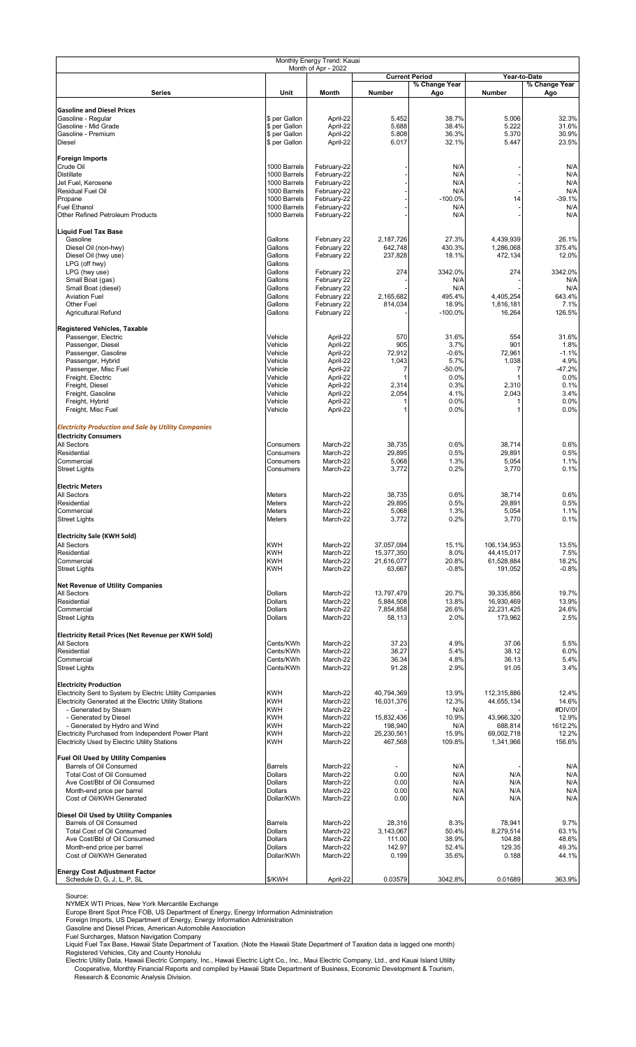| Monthly Energy Trend: Kauai Month of Apr - 2022 | | | | | | |
|---|---|---|---|---|---|---|
| | | | Current Period | | Year-to-Date | |
| Series | Unit | Month | Number | % Change Year Ago | Number | % Change Year Ago |
| **Gasoline and Diesel Prices** | | | | | | |
| Gasoline - Regular | $ per Gallon | April-22 | 5.452 | 38.7% | 5.006 | 32.3% |
| Gasoline - Mid Grade | $ per Gallon | April-22 | 5.688 | 38.4% | 5.222 | 31.6% |
| Gasoline - Premium | $ per Gallon | April-22 | 5.808 | 36.3% | 5.370 | 30.9% |
| Diesel | $ per Gallon | April-22 | 6.017 | 32.1% | 5.447 | 23.5% |
| **Foreign Imports** | | | | | | |
| Crude Oil | 1000 Barrels | February-22 | - | N/A | - | N/A |
| Distillate | 1000 Barrels | February-22 | - | N/A | - | N/A |
| Jet Fuel, Kerosene | 1000 Barrels | February-22 | - | N/A | - | N/A |
| Residual Fuel Oil | 1000 Barrels | February-22 | - | N/A | - | N/A |
| Propane | 1000 Barrels | February-22 | - | -100.0% | 14 | -39.1% |
| Fuel Ethanol | 1000 Barrels | February-22 | - | N/A | - | N/A |
| Other Refined Petroleum Products | 1000 Barrels | February-22 | - | N/A | - | N/A |
| **Liquid Fuel Tax Base** | | | | | | |
| Gasoline | Gallons | February 22 | 2,187,726 | 27.3% | 4,439,939 | 26.1% |
| Diesel Oil (non-hwy) | Gallons | February 22 | 642,748 | 430.3% | 1,286,068 | 375.4% |
| Diesel Oil (hwy use) | Gallons | February 22 | 237,828 | 18.1% | 472,134 | 12.0% |
| LPG (off hwy) | Gallons | | | | | |
| LPG (hwy use) | Gallons | February 22 | 274 | 3342.0% | 274 | 3342.0% |
| Small Boat (gas) | Gallons | February 22 | - | N/A | - | N/A |
| Small Boat (diesel) | Gallons | February 22 | - | N/A | - | N/A |
| Aviation Fuel | Gallons | February 22 | 2,165,682 | 495.4% | 4,405,254 | 643.4% |
| Other Fuel | Gallons | February 22 | 814,034 | 18.9% | 1,816,181 | 7.1% |
| Agricultural Refund | Gallons | February 22 | - | -100.0% | 16,264 | 126.5% |
| **Registered Vehicles, Taxable** | | | | | | |
| Passenger, Electric | Vehicle | April-22 | 570 | 31.6% | 554 | 31.6% |
| Passenger, Diesel | Vehicle | April-22 | 905 | 3.7% | 901 | 1.8% |
| Passenger, Gasoline | Vehicle | April-22 | 72,912 | -0.6% | 72,961 | -1.1% |
| Passenger, Hybrid | Vehicle | April-22 | 1,043 | 5.7% | 1,038 | 4.9% |
| Passenger, Misc Fuel | Vehicle | April-22 | 7 | -50.0% | 7 | -47.2% |
| Freight, Electric | Vehicle | April-22 | 1 | 0.0% | 1 | 0.0% |
| Freight, Diesel | Vehicle | April-22 | 2,314 | 0.3% | 2,310 | 0.1% |
| Freight, Gasoline | Vehicle | April-22 | 2,054 | 4.1% | 2,043 | 3.4% |
| Freight, Hybrid | Vehicle | April-22 | 1 | 0.0% | 1 | 0.0% |
| Freight, Misc Fuel | Vehicle | April-22 | 1 | 0.0% | 1 | 0.0% |
| ***Electricity Production and Sale by Utility Companies*** | | | | | | |
| **Electricity Consumers** | | | | | | |
| All Sectors | Consumers | March-22 | 38,735 | 0.6% | 38,714 | 0.6% |
| Residential | Consumers | March-22 | 29,895 | 0.5% | 29,891 | 0.5% |
| Commercial | Consumers | March-22 | 5,068 | 1.3% | 5,054 | 1.1% |
| Street Lights | Consumers | March-22 | 3,772 | 0.2% | 3,770 | 0.1% |
| **Electric Meters** | | | | | | |
| All Sectors | Meters | March-22 | 38,735 | 0.6% | 38,714 | 0.6% |
| Residential | Meters | March-22 | 29,895 | 0.5% | 29,891 | 0.5% |
| Commercial | Meters | March-22 | 5,068 | 1.3% | 5,054 | 1.1% |
| Street Lights | Meters | March-22 | 3,772 | 0.2% | 3,770 | 0.1% |
| **Electricity Sale (KWH Sold)** | | | | | | |
| All Sectors | KWH | March-22 | 37,057,094 | 15.1% | 106,134,953 | 13.5% |
| Residential | KWH | March-22 | 15,377,350 | 8.0% | 44,415,017 | 7.5% |
| Commercial | KWH | March-22 | 21,616,077 | 20.8% | 61,528,884 | 18.2% |
| Street Lights | KWH | March-22 | 63,667 | -0.8% | 191,052 | -0.8% |
| **Net Revenue of Utility Companies** | | | | | | |
| All Sectors | Dollars | March-22 | 13,797,479 | 20.7% | 39,335,856 | 19.7% |
| Residential | Dollars | March-22 | 5,884,508 | 13.8% | 16,930,469 | 13.9% |
| Commercial | Dollars | March-22 | 7,854,858 | 26.6% | 22,231,425 | 24.6% |
| Street Lights | Dollars | March-22 | 58,113 | 2.0% | 173,962 | 2.5% |
| **Electricity Retail Prices (Net Revenue per KWH Sold)** | | | | | | |
| All Sectors | Cents/KWh | March-22 | 37.23 | 4.9% | 37.06 | 5.5% |
| Residential | Cents/KWh | March-22 | 38.27 | 5.4% | 38.12 | 6.0% |
| Commercial | Cents/KWh | March-22 | 36.34 | 4.8% | 36.13 | 5.4% |
| Street Lights | Cents/KWh | March-22 | 91.28 | 2.9% | 91.05 | 3.4% |
| **Electricity Production** | | | | | | |
| Electricity Sent to System by Electric Utility Companies | KWH | March-22 | 40,794,369 | 13.9% | 112,315,886 | 12.4% |
| Electricity Generated at the Electric Utility Stations | KWH | March-22 | 16,031,376 | 12.3% | 44,655,134 | 14.6% |
| - Generated by Steam | KWH | March-22 | - | N/A | - | #DIV/0! |
| - Generated by Diesel | KWH | March-22 | 15,832,436 | 10.9% | 43,966,320 | 12.9% |
| - Generated by Hydro and Wind | KWH | March-22 | 198,940 | N/A | 688,814 | 1612.2% |
| Electricity Purchased from Independent Power Plant | KWH | March-22 | 25,230,561 | 15.9% | 69,002,718 | 12.2% |
| Electricity Used by Electric Utility Stations | KWH | March-22 | 467,568 | 109.8% | 1,341,966 | 156.6% |
| **Fuel Oil Used by Utility Companies** | | | | | | |
| Barrels of Oil Consumed | Barrels | March-22 | - | N/A | - | N/A |
| Total Cost of Oil Consumed | Dollars | March-22 | 0.00 | N/A | N/A | N/A |
| Ave Cost/Bbl of Oil Consumed | Dollars | March-22 | 0.00 | N/A | N/A | N/A |
| Month-end price per barrel | Dollars | March-22 | 0.00 | N/A | N/A | N/A |
| Cost of Oil/KWH Generated | Dollar/KWh | March-22 | 0.00 | N/A | N/A | N/A |
| **Diesel Oil Used by Utility Companies** | | | | | | |
| Barrels of Oil Consumed | Barrels | March-22 | 28,316 | 8.3% | 78,941 | 9.7% |
| Total Cost of Oil Consumed | Dollars | March-22 | 3,143,067 | 50.4% | 8,279,514 | 63.1% |
| Ave Cost/Bbl of Oil Consumed | Dollars | March-22 | 111.00 | 38.9% | 104.88 | 48.6% |
| Month-end price per barrel | Dollars | March-22 | 142.97 | 52.4% | 129.35 | 49.3% |
| Cost of Oil/KWH Generated | Dollar/KWh | March-22 | 0.199 | 35.6% | 0.188 | 44.1% |
| **Energy Cost Adjustment Factor** | | | | | | |
| Schedule D, G, J, L, P, SL | $/KWH | April-22 | 0.03579 | 3042.8% | 0.01689 | 363.9% |

Source:
NYMEX WTI Prices, New York Mercantile Exchange
Europe Brent Spot Price FOB, US Department of Energy, Energy Information Administration
Foreign Imports, US Department of Energy, Energy Information Administration
Gasoline and Diesel Prices, American Automobile Association
Fuel Surcharges, Matson Navigation Company
Liquid Fuel Tax Base, Hawaii State Department of Taxation. (Note the Hawaii State Department of Taxation data is lagged one month)
Registered Vehicles, City and County Honolulu
Electric Utility Data, Hawaii Electric Company, Inc., Hawaii Electric Light Co., Inc., Maui Electric Company, Ltd., and Kauai Island Utility Cooperative, Monthly Financial Reports and compiled by Hawaii State Department of Business, Economic Development & Tourism, Research & Economic Analysis Division.